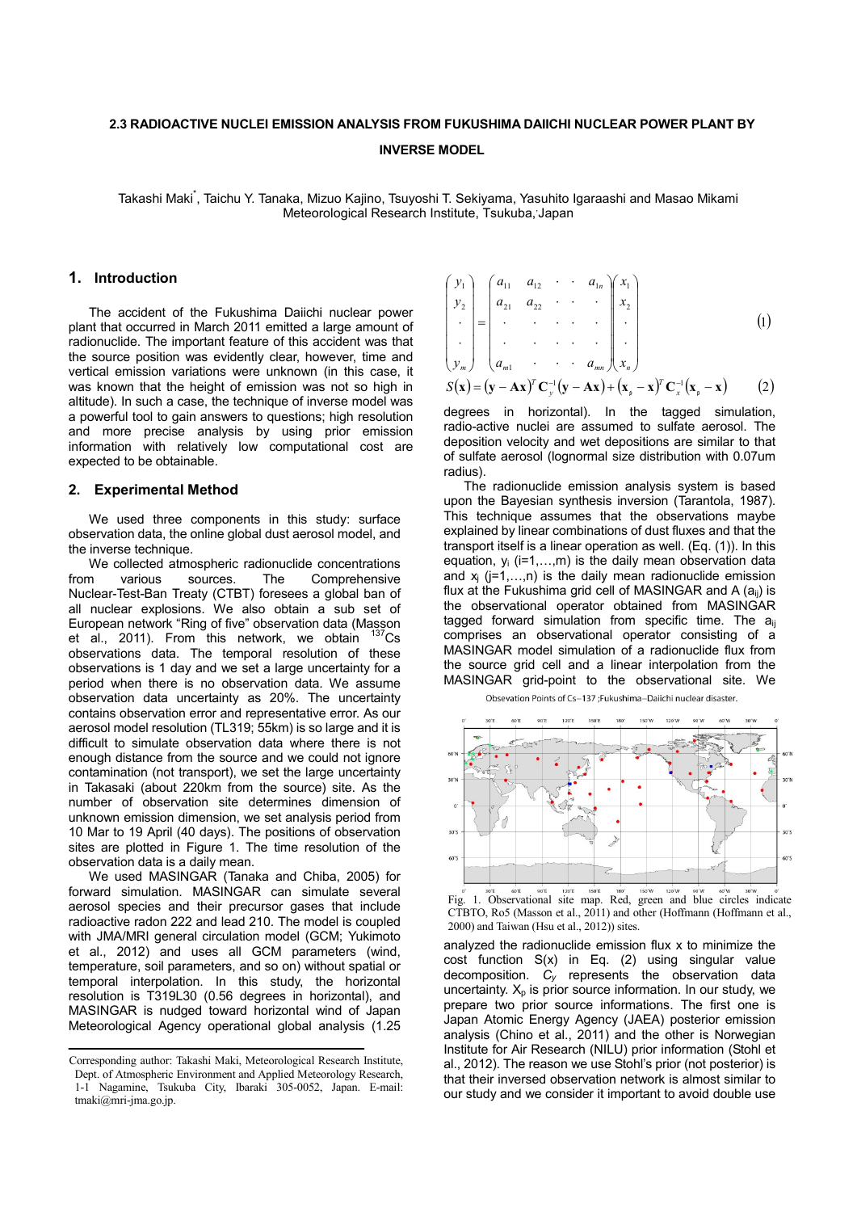# 2.3 RADIOACTIVE NUCLEI EMISSION ANALYSIS FROM FUKUSHIMA DAIICHI NUCLEAR POWER PLANT BY INVERSE MODEL

Takashi Maki*, Taichu Y. Tanaka, Mizuo Kajino, Tsuyoshi T. Sekiyama, Yasuhito Igaraashi and Masao Mikami
Meteorological Research Institute, Tsukuba, Japan

## 1. Introduction

The accident of the Fukushima Daiichi nuclear power plant that occurred in March 2011 emitted a large amount of radionuclide. The important feature of this accident was that the source position was evidently clear, however, time and vertical emission variations were unknown (in this case, it was known that the height of emission was not so high in altitude). In such a case, the technique of inverse model was a powerful tool to gain answers to questions; high resolution and more precise analysis by using prior emission information with relatively low computational cost are expected to be obtainable.

## 2. Experimental Method

We used three components in this study: surface observation data, the online global dust aerosol model, and the inverse technique.

We collected atmospheric radionuclide concentrations from various sources. The Comprehensive Nuclear-Test-Ban Treaty (CTBT) foresees a global ban of all nuclear explosions. We also obtain a sub set of European network "Ring of five" observation data (Masson et al., 2011). From this network, we obtain $^{137}$Cs observations data. The temporal resolution of these observations is 1 day and we set a large uncertainty for a period when there is no observation data. We assume observation data uncertainty as 20%. The uncertainty contains observation error and representative error. As our aerosol model resolution (TL319; 55km) is so large and it is difficult to simulate observation data where there is not enough distance from the source and we could not ignore contamination (not transport), we set the large uncertainty in Takasaki (about 220km from the source) site. As the number of observation site determines dimension of unknown emission dimension, we set analysis period from 10 Mar to 19 April (40 days). The positions of observation sites are plotted in Figure 1. The time resolution of the observation data is a daily mean.

We used MASINGAR (Tanaka and Chiba, 2005) for forward simulation. MASINGAR can simulate several aerosol species and their precursor gases that include radioactive radon 222 and lead 210. The model is coupled with JMA/MRI general circulation model (GCM; Yukimoto et al., 2012) and uses all GCM parameters (wind, temperature, soil parameters, and so on) without spatial or temporal interpolation. In this study, the horizontal resolution is T319L30 (0.56 degrees in horizontal), and MASINGAR is nudged toward horizontal wind of Japan Meteorological Agency operational global analysis (1.25 degrees in horizontal). In the tagged simulation, radio-active nuclei are assumed to sulfate aerosol. The deposition velocity and wet depositions are similar to that of sulfate aerosol (lognormal size distribution with 0.07um radius).

$$\begin{pmatrix} y_1 \\ y_2 \\ \cdot \\ \cdot \\ y_m \end{pmatrix} = \begin{pmatrix} a_{11} & a_{12} & \cdot & \cdot & a_{1n} \\ a_{21} & a_{22} & \cdot & \cdot & \cdot \\ \cdot & \cdot & \cdot & \cdot & \cdot \\ \cdot & \cdot & \cdot & \cdot & \cdot \\ a_{m1} & \cdot & \cdot & \cdot & a_{mn} \end{pmatrix} \begin{pmatrix} x_1 \\ x_2 \\ \cdot \\ \cdot \\ x_n \end{pmatrix} \quad (1)$$

$$S(\mathbf{x}) = (\mathbf{y} - \mathbf{A}\mathbf{x})^T \mathbf{C}_y^{-1} (\mathbf{y} - \mathbf{A}\mathbf{x}) + (\mathbf{x}_p - \mathbf{x})^T \mathbf{C}_x^{-1} (\mathbf{x}_p - \mathbf{x}) \quad (2)$$

The radionuclide emission analysis system is based upon the Bayesian synthesis inversion (Tarantola, 1987). This technique assumes that the observations maybe explained by linear combinations of dust fluxes and that the transport itself is a linear operation as well. (Eq. (1)). In this equation, $y_i$ (i=1,…,m) is the daily mean observation data and $x_j$ (j=1,…,n) is the daily mean radionuclide emission flux at the Fukushima grid cell of MASINGAR and A ($a_{ij}$) is the observational operator obtained from MASINGAR tagged forward simulation from specific time. The $a_{ij}$ comprises an observational operator consisting of a MASINGAR model simulation of a radionuclide flux from the source grid cell and a linear interpolation from the MASINGAR grid-point to the observational site. We analyzed the radionuclide emission flux x to minimize the cost function S(x) in Eq. (2) using singular value decomposition. $C_y$ represents the observation data uncertainty. $X_p$ is prior source information. In our study, we prepare two prior source informations. The first one is Japan Atomic Energy Agency (JAEA) posterior emission analysis (Chino et al., 2011) and the other is Norwegian Institute for Air Research (NILU) prior information (Stohl et al., 2012). The reason we use Stohl's prior (not posterior) is that their inversed observation network is almost similar to our study and we consider it important to avoid double use

Obsevation Points of Cs-137 ;Fukushima-Daiichi nuclear disaster.

Fig. 1. Observational site map. Red, green and blue circles indicate CTBTO, Ro5 (Masson et al., 2011) and other (Hoffmann (Hoffmann et al., 2000) and Taiwan (Hsu et al., 2012)) sites.

---

Corresponding author: Takashi Maki, Meteorological Research Institute, Dept. of Atmospheric Environment and Applied Meteorology Research, 1-1 Nagamine, Tsukuba City, Ibaraki 305-0052, Japan. E-mail: tmaki@mri-jma.go.jp.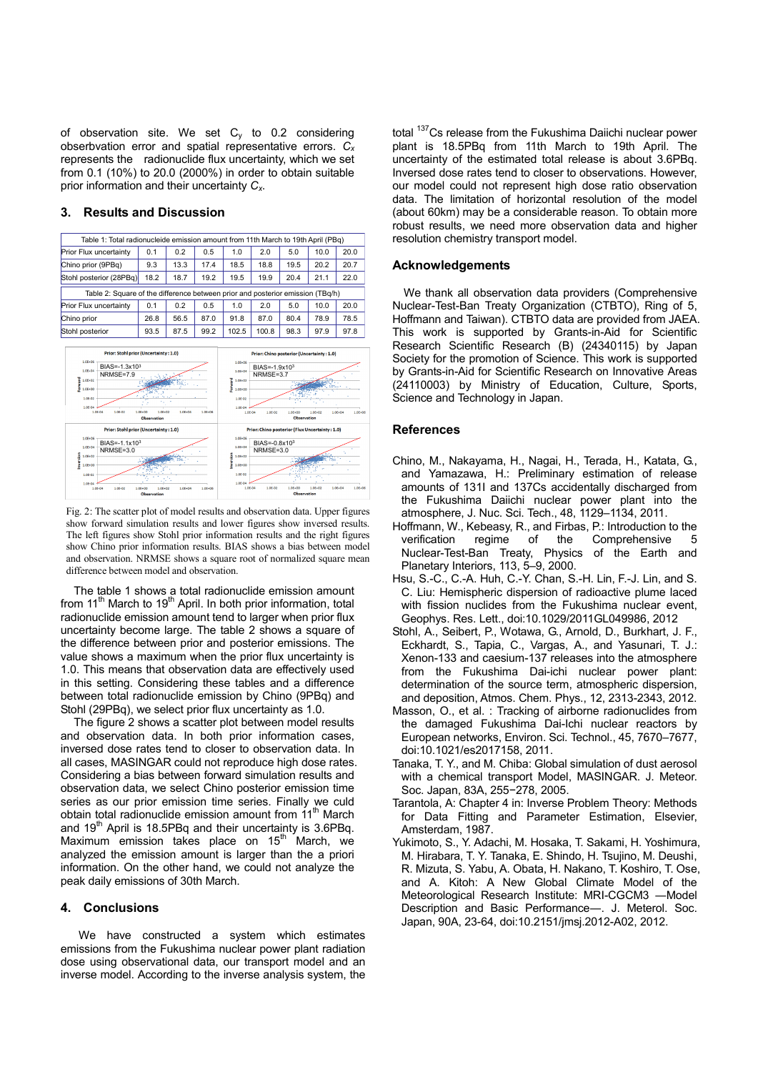of observation site. We set $C_y$ to 0.2 considering observation error and spatial representative errors. $C_x$ represents the radionuclide flux uncertainty, which we set from 0.1 (10%) to 20.0 (2000%) in order to obtain suitable prior information and their uncertainty $C_x$.

## 3. Results and Discussion

Table 1: Total radionucleide emission amount from 11th March to 19th April (PBq)

| Prior Flux uncertainty | 0.1 | 0.2 | 0.5 | 1.0 | 2.0 | 5.0 | 10.0 | 20.0 |
|---|---|---|---|---|---|---|---|---|
| Chino prior (9PBq) | 9.3 | 13.3 | 17.4 | 18.5 | 18.8 | 19.5 | 20.2 | 20.7 |
| Stohl posterior (28PBq) | 18.2 | 18.7 | 19.2 | 19.5 | 19.9 | 20.4 | 21.1 | 22.0 |

Table 2: Square of the difference between prior and posterior emission (TBq/h)

| Prior Flux uncertainty | 0.1 | 0.2 | 0.5 | 1.0 | 2.0 | 5.0 | 10.0 | 20.0 |
|---|---|---|---|---|---|---|---|---|
| Chino prior | 26.8 | 56.5 | 87.0 | 91.8 | 87.0 | 80.4 | 78.9 | 78.5 |
| Stohl posterior | 93.5 | 87.5 | 99.2 | 102.5 | 100.8 | 98.3 | 97.9 | 97.8 |

Prior: Stohl prior (Uncertainty : 1.0)
BIAS=-1.3x10³
NRMSE=7.9

Prior: Chino posterior (Uncertainty : 1.0)
BIAS=-1.9x10³
NRMSE=3.7

Prior: Stohl prior (Uncertainty : 1.0)
BIAS=-1.1x10³
NRMSE=3.0

Prior: Chino posterior (Flux Uncertainty : 1.0)
BIAS=-0.8x10³
NRMSE=3.0

Fig. 2: The scatter plot of model results and observation data. Upper figures show forward simulation results and lower figures show inversed results. The left figures show Stohl prior information results and the right figures show Chino prior information results. BIAS shows a bias between model and observation. NRMSE shows a square root of normalized square mean difference between model and observation.

The table 1 shows a total radionuclide emission amount from 11th March to 19th April. In both prior information, total radionuclide emission amount tend to larger when prior flux uncertainty become large. The table 2 shows a square of the difference between prior and posterior emissions. The value shows a maximum when the prior flux uncertainty is 1.0. This means that observation data are effectively used in this setting. Considering these tables and a difference between total radionuclide emission by Chino (9PBq) and Stohl (29PBq), we select prior flux uncertainty as 1.0.

The figure 2 shows a scatter plot between model results and observation data. In both prior information cases, inversed dose rates tend to closer to observation data. In all cases, MASINGAR could not reproduce high dose rates. Considering a bias between forward simulation results and observation data, we select Chino posterior emission time series as our prior emission time series. Finally we culd obtain total radionuclide emission amount from 11th March and 19th April is 18.5PBq and their uncertainty is 3.6PBq. Maximum emission takes place on 15th March, we analyzed the emission amount is larger than the a priori information. On the other hand, we could not analyze the peak daily emissions of 30th March.

## 4. Conclusions

We have constructed a system which estimates emissions from the Fukushima nuclear power plant radiation dose using observational data, our transport model and an inverse model. According to the inverse analysis system, the total $^{137}$Cs release from the Fukushima Daiichi nuclear power plant is 18.5PBq from 11th March to 19th April. The uncertainty of the estimated total release is about 3.6PBq. Inversed dose rates tend to closer to observations. However, our model could not represent high dose ratio observation data. The limitation of horizontal resolution of the model (about 60km) may be a considerable reason. To obtain more robust results, we need more observation data and higher resolution chemistry transport model.

## Acknowledgements

We thank all observation data providers (Comprehensive Nuclear-Test-Ban Treaty Organization (CTBTO), Ring of 5, Hoffmann and Taiwan). CTBTO data are provided from JAEA. This work is supported by Grants-in-Aid for Scientific Research Scientific Research (B) (24340115) by Japan Society for the promotion of Science. This work is supported by Grants-in-Aid for Scientific Research on Innovative Areas (24110003) by Ministry of Education, Culture, Sports, Science and Technology in Japan.

## References

Chino, M., Nakayama, H., Nagai, H., Terada, H., Katata, G., and Yamazawa, H.: Preliminary estimation of release amounts of 131I and 137Cs accidentally discharged from the Fukushima Daiichi nuclear power plant into the atmosphere, J. Nuc. Sci. Tech., 48, 1129–1134, 2011.

Hoffmann, W., Kebeasy, R., and Firbas, P.: Introduction to the verification regime of the Comprehensive Nuclear-Test-Ban Treaty, Physics of the Earth and Planetary Interiors, 113, 5–9, 2000.

Hsu, S.-C., C.-A. Huh, C.-Y. Chan, S.-H. Lin, F.-J. Lin, and S. C. Liu: Hemispheric dispersion of radioactive plume laced with fission nuclides from the Fukushima nuclear event, Geophys. Res. Lett., doi:10.1029/2011GL049986, 2012

Stohl, A., Seibert, P., Wotawa, G., Arnold, D., Burkhart, J. F., Eckhardt, S., Tapia, C., Vargas, A., and Yasunari, T. J.: Xenon-133 and caesium-137 releases into the atmosphere from the Fukushima Dai-ichi nuclear power plant: determination of the source term, atmospheric dispersion, and deposition, Atmos. Chem. Phys., 12, 2313-2343, 2012.

Masson, O., et al. : Tracking of airborne radionuclides from the damaged Fukushima Dai-Ichi nuclear reactors by European networks, Environ. Sci. Technol., 45, 7670–7677, doi:10.1021/es2017158, 2011.

Tanaka, T. Y., and M. Chiba: Global simulation of dust aerosol with a chemical transport Model, MASINGAR. J. Meteor. Soc. Japan, 83A, 255−278, 2005.

Tarantola, A: Chapter 4 in: Inverse Problem Theory: Methods for Data Fitting and Parameter Estimation, Elsevier, Amsterdam, 1987.

Yukimoto, S., Y. Adachi, M. Hosaka, T. Sakami, H. Yoshimura, M. Hirabara, T. Y. Tanaka, E. Shindo, H. Tsujino, M. Deushi, R. Mizuta, S. Yabu, A. Obata, H. Nakano, T. Koshiro, T. Ose, and A. Kitoh: A New Global Climate Model of the Meteorological Research Institute: MRI-CGCM3 —Model Description and Basic Performance—. J. Meteorol. Soc. Japan, 90A, 23-64, doi:10.2151/jmsj.2012-A02, 2012.